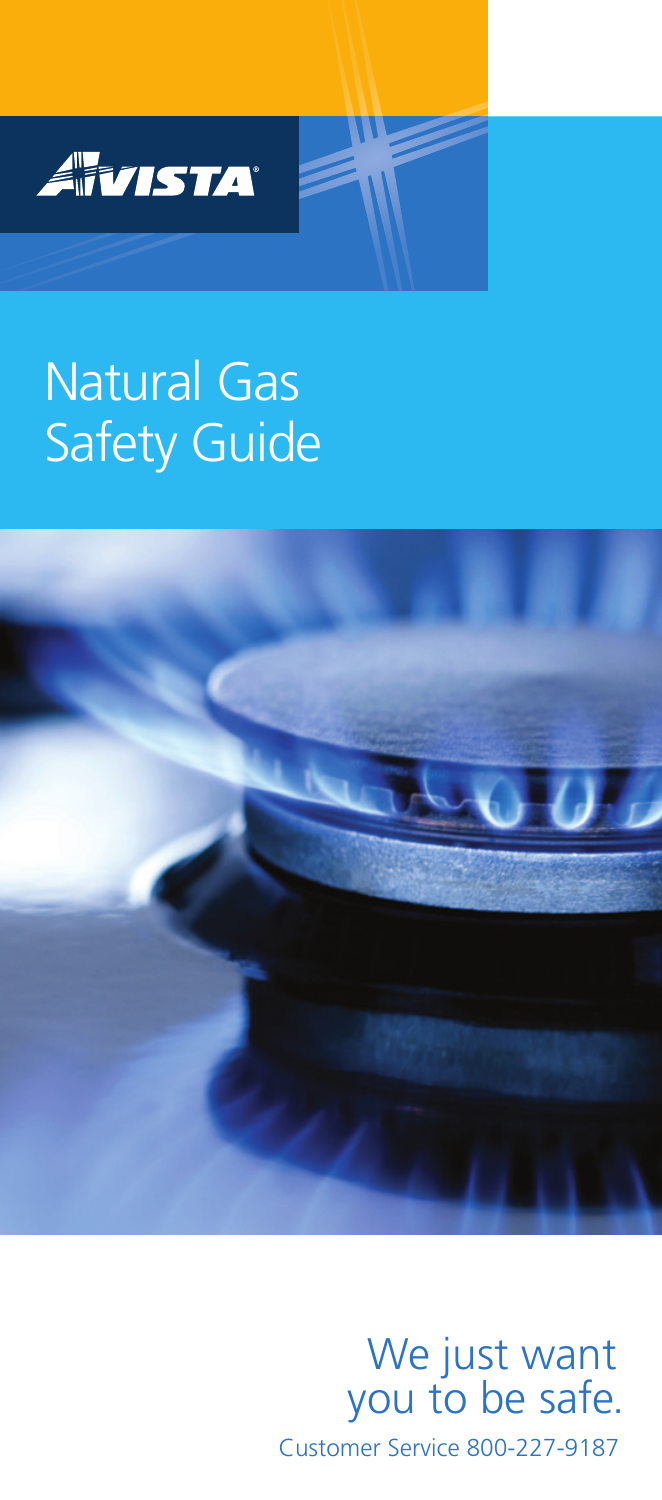AVISTA

# Natural Gas Safety Guide

We just want you to be safe.

Customer Service 800-227-9187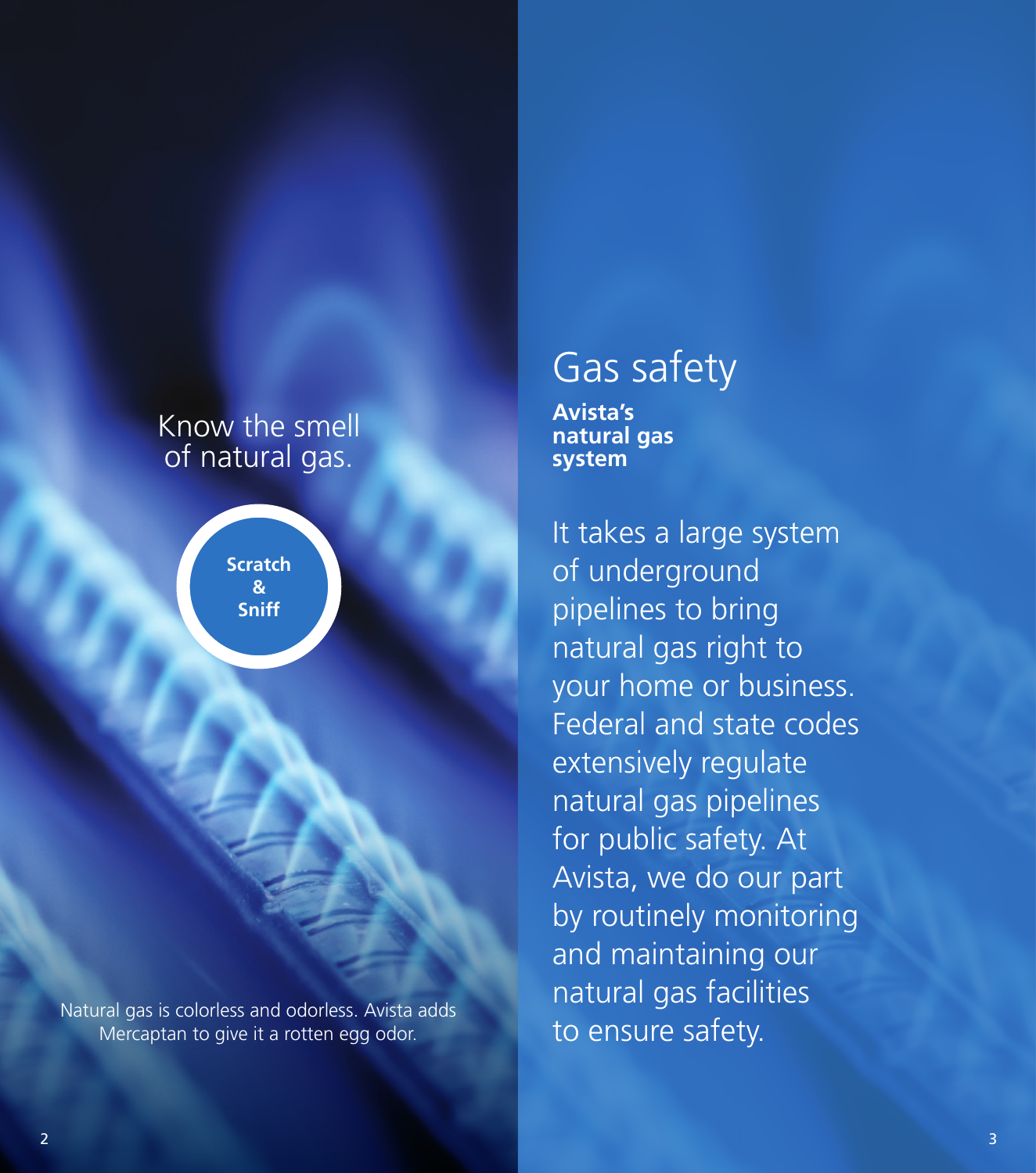## Know the smell of natural gas.

**Scratch & Sniff**

Natural gas is colorless and odorless. Avista adds Mercaptan to give it a rotten egg odor.

# Gas safety

**Avista's natural gas system**

It takes a large system of underground pipelines to bring natural gas right to your home or business. Federal and state codes extensively regulate natural gas pipelines for public safety. At Avista, we do our part by routinely monitoring and maintaining our natural gas facilities to ensure safety.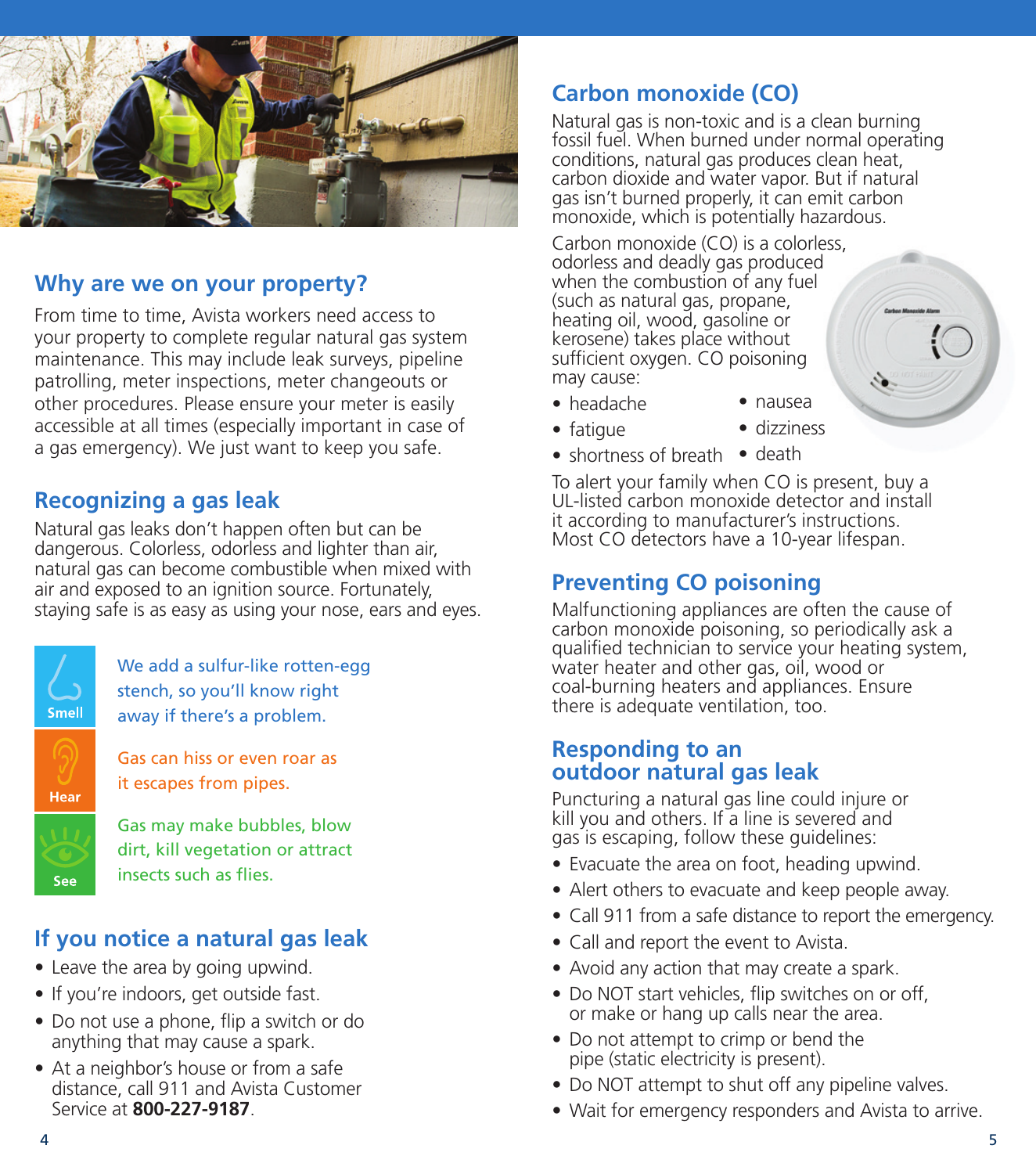## Why are we on your property?

From time to time, Avista workers need access to your property to complete regular natural gas system maintenance. This may include leak surveys, pipeline patrolling, meter inspections, meter changeouts or other procedures. Please ensure your meter is easily accessible at all times (especially important in case of a gas emergency). We just want to keep you safe.

## Recognizing a gas leak

Natural gas leaks don't happen often but can be dangerous. Colorless, odorless and lighter than air, natural gas can become combustible when mixed with air and exposed to an ignition source. Fortunately, staying safe is as easy as using your nose, ears and eyes.

**Smell** — We add a sulfur-like rotten-egg stench, so you'll know right away if there's a problem.

**Hear** — Gas can hiss or even roar as it escapes from pipes.

**See** — Gas may make bubbles, blow dirt, kill vegetation or attract insects such as flies.

## If you notice a natural gas leak

- Leave the area by going upwind.
- If you're indoors, get outside fast.
- Do not use a phone, flip a switch or do anything that may cause a spark.
- At a neighbor's house or from a safe distance, call 911 and Avista Customer Service at **800-227-9187**.

## Carbon monoxide (CO)

Natural gas is non-toxic and is a clean burning fossil fuel. When burned under normal operating conditions, natural gas produces clean heat, carbon dioxide and water vapor. But if natural gas isn't burned properly, it can emit carbon monoxide, which is potentially hazardous.

Carbon monoxide (CO) is a colorless, odorless and deadly gas produced when the combustion of any fuel (such as natural gas, propane, heating oil, wood, gasoline or kerosene) takes place without sufficient oxygen. CO poisoning may cause:

- headache
- fatigue
- shortness of breath
- nausea
- dizziness
- death

To alert your family when CO is present, buy a UL-listed carbon monoxide detector and install it according to manufacturer's instructions. Most CO detectors have a 10-year lifespan.

## Preventing CO poisoning

Malfunctioning appliances are often the cause of carbon monoxide poisoning, so periodically ask a qualified technician to service your heating system, water heater and other gas, oil, wood or coal-burning heaters and appliances. Ensure there is adequate ventilation, too.

## Responding to an outdoor natural gas leak

Puncturing a natural gas line could injure or kill you and others. If a line is severed and gas is escaping, follow these guidelines:

- Evacuate the area on foot, heading upwind.
- Alert others to evacuate and keep people away.
- Call 911 from a safe distance to report the emergency.
- Call and report the event to Avista.
- Avoid any action that may create a spark.
- Do NOT start vehicles, flip switches on or off, or make or hang up calls near the area.
- Do not attempt to crimp or bend the pipe (static electricity is present).
- Do NOT attempt to shut off any pipeline valves.
- Wait for emergency responders and Avista to arrive.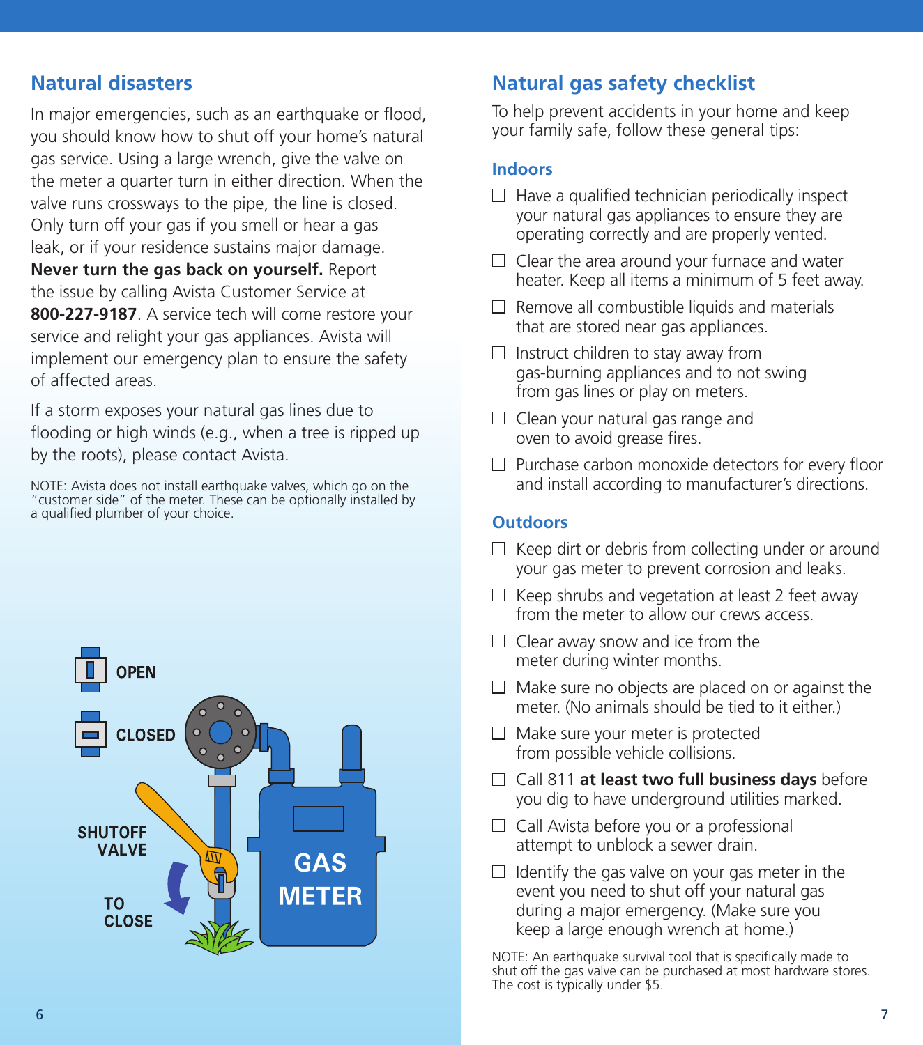## Natural disasters

In major emergencies, such as an earthquake or flood, you should know how to shut off your home's natural gas service. Using a large wrench, give the valve on the meter a quarter turn in either direction. When the valve runs crossways to the pipe, the line is closed. Only turn off your gas if you smell or hear a gas leak, or if your residence sustains major damage. **Never turn the gas back on yourself.** Report the issue by calling Avista Customer Service at **800-227-9187**. A service tech will come restore your service and relight your gas appliances. Avista will implement our emergency plan to ensure the safety of affected areas.

If a storm exposes your natural gas lines due to flooding or high winds (e.g., when a tree is ripped up by the roots), please contact Avista.

NOTE: Avista does not install earthquake valves, which go on the "customer side" of the meter. These can be optionally installed by a qualified plumber of your choice.

OPEN

CLOSED

SHUTOFF VALVE

TO CLOSE

GAS METER

## Natural gas safety checklist

To help prevent accidents in your home and keep your family safe, follow these general tips:

### Indoors

- ☐ Have a qualified technician periodically inspect your natural gas appliances to ensure they are operating correctly and are properly vented.
- ☐ Clear the area around your furnace and water heater. Keep all items a minimum of 5 feet away.
- ☐ Remove all combustible liquids and materials that are stored near gas appliances.
- ☐ Instruct children to stay away from gas-burning appliances and to not swing from gas lines or play on meters.
- ☐ Clean your natural gas range and oven to avoid grease fires.
- ☐ Purchase carbon monoxide detectors for every floor and install according to manufacturer's directions.

### Outdoors

- ☐ Keep dirt or debris from collecting under or around your gas meter to prevent corrosion and leaks.
- ☐ Keep shrubs and vegetation at least 2 feet away from the meter to allow our crews access.
- ☐ Clear away snow and ice from the meter during winter months.
- ☐ Make sure no objects are placed on or against the meter. (No animals should be tied to it either.)
- ☐ Make sure your meter is protected from possible vehicle collisions.
- ☐ Call 811 **at least two full business days** before you dig to have underground utilities marked.
- ☐ Call Avista before you or a professional attempt to unblock a sewer drain.
- ☐ Identify the gas valve on your gas meter in the event you need to shut off your natural gas during a major emergency. (Make sure you keep a large enough wrench at home.)

NOTE: An earthquake survival tool that is specifically made to shut off the gas valve can be purchased at most hardware stores. The cost is typically under $5.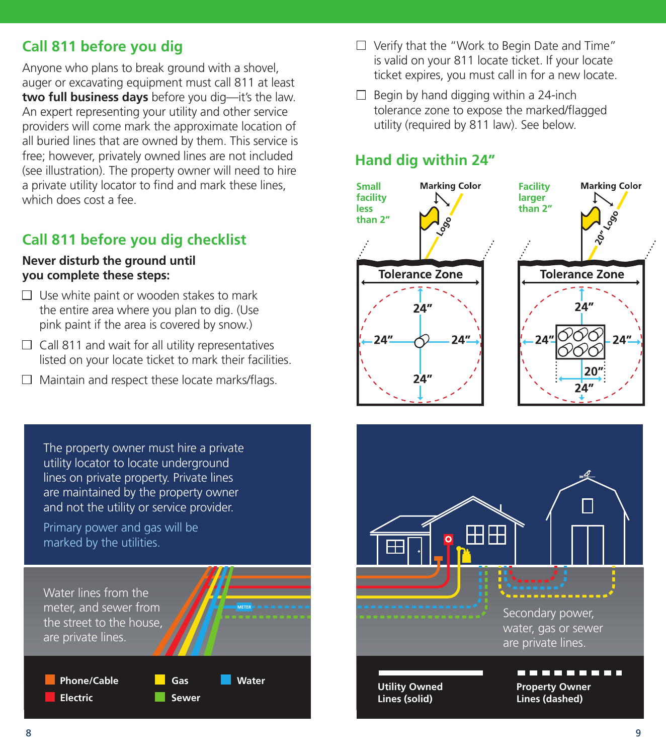## Call 811 before you dig

Anyone who plans to break ground with a shovel, auger or excavating equipment must call 811 at least **two full business days** before you dig—it's the law. An expert representing your utility and other service providers will come mark the approximate location of all buried lines that are owned by them. This service is free; however, privately owned lines are not included (see illustration). The property owner will need to hire a private utility locator to find and mark these lines, which does cost a fee.

## Call 811 before you dig checklist

**Never disturb the ground until you complete these steps:**

- ☐ Use white paint or wooden stakes to mark the entire area where you plan to dig. (Use pink paint if the area is covered by snow.)
- ☐ Call 811 and wait for all utility representatives listed on your locate ticket to mark their facilities.
- ☐ Maintain and respect these locate marks/flags.
- ☐ Verify that the "Work to Begin Date and Time" is valid on your 811 locate ticket. If your locate ticket expires, you must call in for a new locate.
- ☐ Begin by hand digging within a 24-inch tolerance zone to expose the marked/flagged utility (required by 811 law). See below.

## Hand dig within 24"

Small facility less than 2" — Marking Color — Logo — Tolerance Zone — 24" — 24" — 24" — 24"

Facility larger than 2" — Marking Color — 20" Logo — Tolerance Zone — 24" — 24" — 24" — 20" — 24"

The property owner must hire a private utility locator to locate underground lines on private property. Private lines are maintained by the property owner and not the utility or service provider.

Primary power and gas will be marked by the utilities.

Water lines from the meter, and sewer from the street to the house, are private lines.

METER

Secondary power, water, gas or sewer are private lines.

- Phone/Cable
- Electric
- Gas
- Sewer
- Water

Utility Owned Lines (solid)

Property Owner Lines (dashed)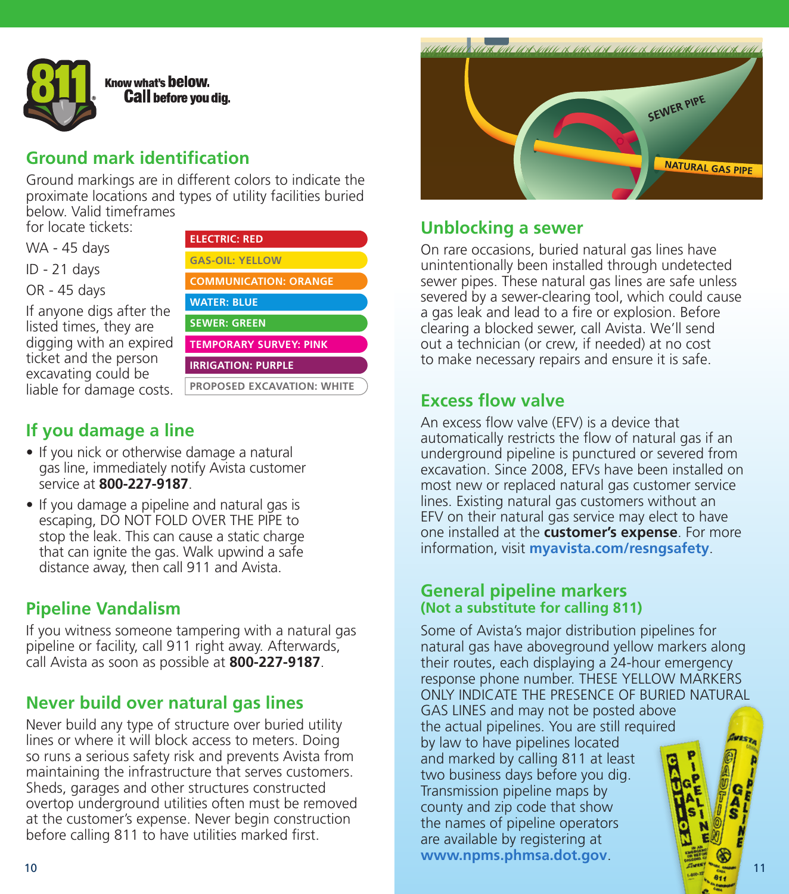Know what's **below.**
**Call** before you dig.

## Ground mark identification

Ground markings are in different colors to indicate the proximate locations and types of utility facilities buried below. Valid timeframes for locate tickets:

WA - 45 days

ID - 21 days

OR - 45 days

If anyone digs after the listed times, they are digging with an expired ticket and the person excavating could be liable for damage costs.

- **ELECTRIC: RED**
- **GAS-OIL: YELLOW**
- **COMMUNICATION: ORANGE**
- **WATER: BLUE**
- **SEWER: GREEN**
- **TEMPORARY SURVEY: PINK**
- **IRRIGATION: PURPLE**
- **PROPOSED EXCAVATION: WHITE**

## If you damage a line

- If you nick or otherwise damage a natural gas line, immediately notify Avista customer service at **800-227-9187**.
- If you damage a pipeline and natural gas is escaping, DO NOT FOLD OVER THE PIPE to stop the leak. This can cause a static charge that can ignite the gas. Walk upwind a safe distance away, then call 911 and Avista.

## Pipeline Vandalism

If you witness someone tampering with a natural gas pipeline or facility, call 911 right away. Afterwards, call Avista as soon as possible at **800-227-9187**.

## Never build over natural gas lines

Never build any type of structure over buried utility lines or where it will block access to meters. Doing so runs a serious safety risk and prevents Avista from maintaining the infrastructure that serves customers. Sheds, garages and other structures constructed overtop underground utilities often must be removed at the customer's expense. Never begin construction before calling 811 to have utilities marked first.

SEWER PIPE

NATURAL GAS PIPE

## Unblocking a sewer

On rare occasions, buried natural gas lines have unintentionally been installed through undetected sewer pipes. These natural gas lines are safe unless severed by a sewer-clearing tool, which could cause a gas leak and lead to a fire or explosion. Before clearing a blocked sewer, call Avista. We'll send out a technician (or crew, if needed) at no cost to make necessary repairs and ensure it is safe.

## Excess flow valve

An excess flow valve (EFV) is a device that automatically restricts the flow of natural gas if an underground pipeline is punctured or severed from excavation. Since 2008, EFVs have been installed on most new or replaced natural gas customer service lines. Existing natural gas customers without an EFV on their natural gas service may elect to have one installed at the **customer's expense**. For more information, visit **myavista.com/resngsafety**.

## General pipeline markers
### (Not a substitute for calling 811)

Some of Avista's major distribution pipelines for natural gas have aboveground yellow markers along their routes, each displaying a 24-hour emergency response phone number. THESE YELLOW MARKERS ONLY INDICATE THE PRESENCE OF BURIED NATURAL GAS LINES and may not be posted above the actual pipelines. You are still required by law to have pipelines located and marked by calling 811 at least two business days before you dig. Transmission pipeline maps by county and zip code that show the names of pipeline operators are available by registering at **www.npms.phmsa.dot.gov**.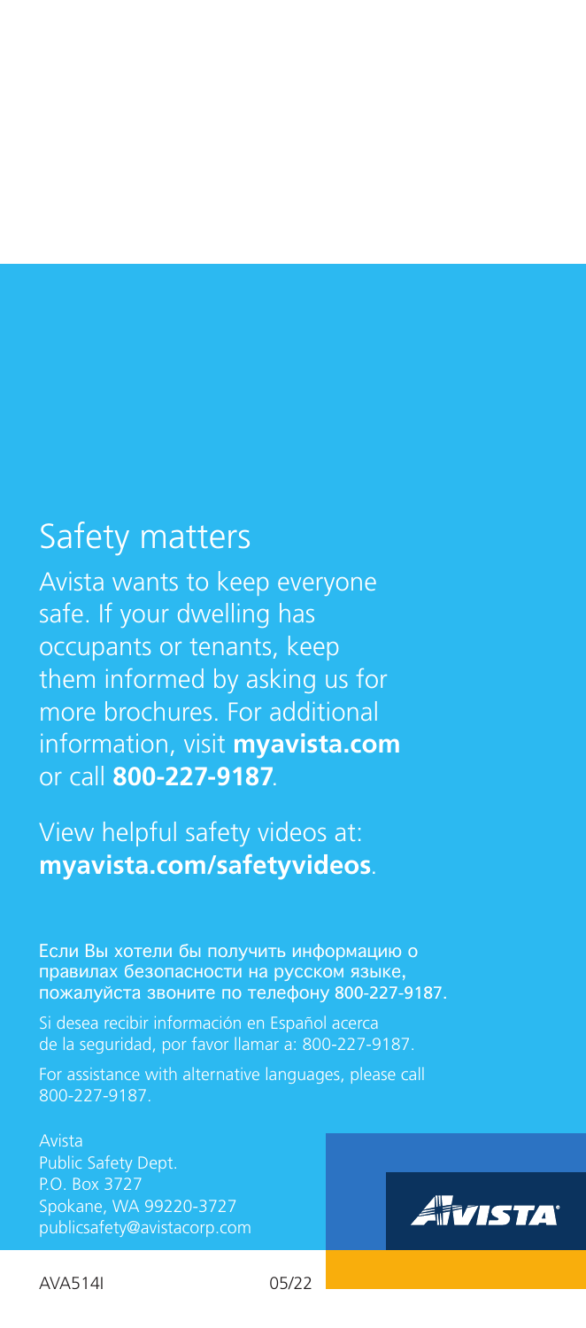## Safety matters

Avista wants to keep everyone safe. If your dwelling has occupants or tenants, keep them informed by asking us for more brochures. For additional information, visit **myavista.com** or call **800-227-9187**.

View helpful safety videos at: **myavista.com/safetyvideos**.

Если Вы хотели бы получить информацию о правилах безопасности на русском языке, пожалуйста звоните по телефону 800-227-9187.

Si desea recibir información en Español acerca de la seguridad, por favor llamar a: 800-227-9187.

For assistance with alternative languages, please call 800-227-9187.

Avista
Public Safety Dept.
P.O. Box 3727
Spokane, WA 99220-3727
publicsafety@avistacorp.com

AVISTA

AVA514I 05/22